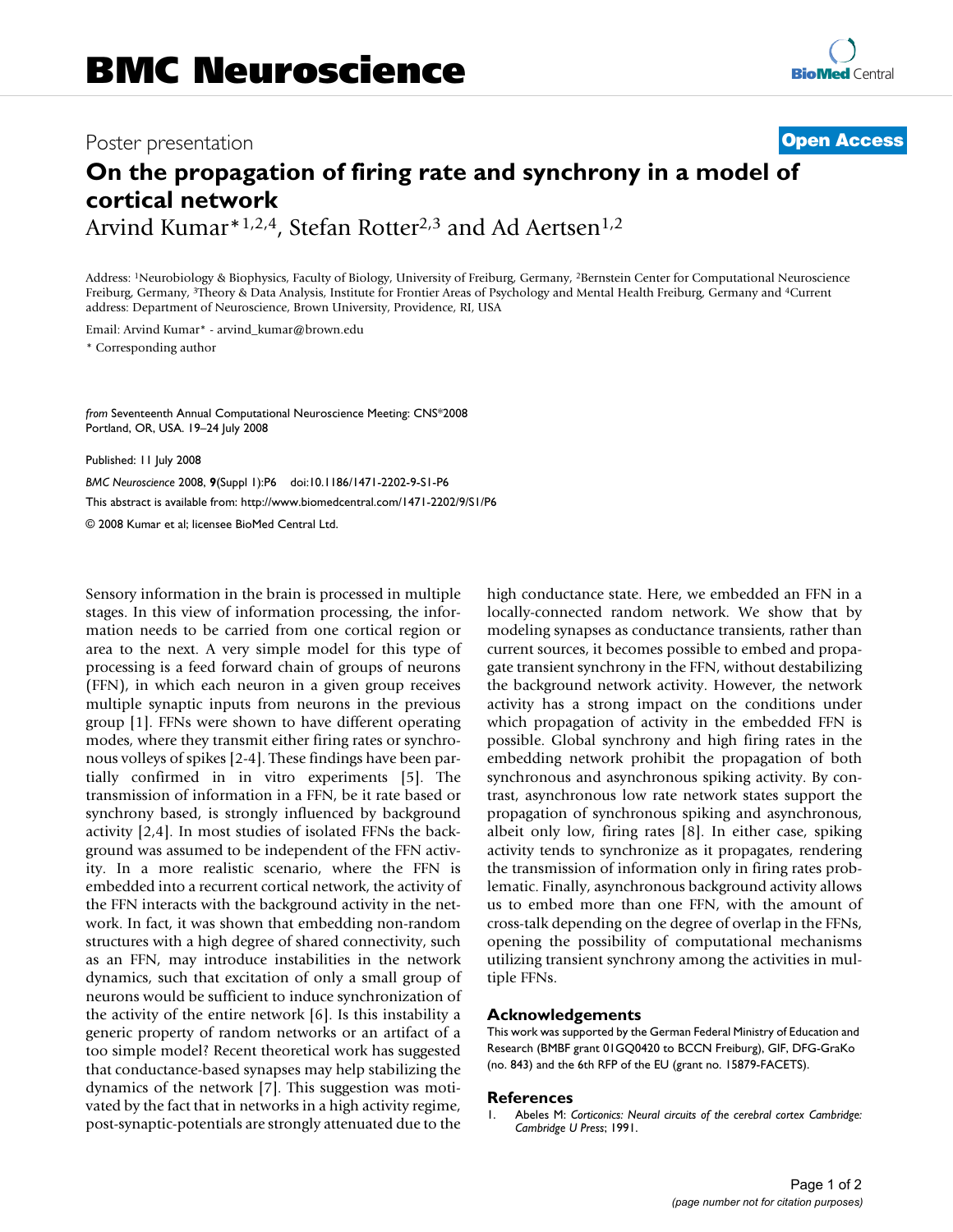# BMC Neuroscience

Poster presentation

**Open Access**

## On the propagation of firing rate and synchrony in a model of cortical network

Arvind Kumar*[1,2,4], Stefan Rotter[2,3] and Ad Aertsen[1,2]

Address: [1]Neurobiology & Biophysics, Faculty of Biology, University of Freiburg, Germany, [2]Bernstein Center for Computational Neuroscience Freiburg, Germany, [3]Theory & Data Analysis, Institute for Frontier Areas of Psychology and Mental Health Freiburg, Germany and [4]Current address: Department of Neuroscience, Brown University, Providence, RI, USA

Email: Arvind Kumar* - arvind_kumar@brown.edu

* Corresponding author

*from* Seventeenth Annual Computational Neuroscience Meeting: CNS*2008
Portland, OR, USA. 19–24 July 2008

Published: 11 July 2008

*BMC Neuroscience* 2008, **9**(Suppl 1):P6 doi:10.1186/1471-2202-9-S1-P6

This abstract is available from: http://www.biomedcentral.com/1471-2202/9/S1/P6

© 2008 Kumar et al; licensee BioMed Central Ltd.

Sensory information in the brain is processed in multiple stages. In this view of information processing, the information needs to be carried from one cortical region or area to the next. A very simple model for this type of processing is a feed forward chain of groups of neurons (FFN), in which each neuron in a given group receives multiple synaptic inputs from neurons in the previous group [1]. FFNs were shown to have different operating modes, where they transmit either firing rates or synchronous volleys of spikes [2-4]. These findings have been partially confirmed in in vitro experiments [5]. The transmission of information in a FFN, be it rate based or synchrony based, is strongly influenced by background activity [2,4]. In most studies of isolated FFNs the background was assumed to be independent of the FFN activity. In a more realistic scenario, where the FFN is embedded into a recurrent cortical network, the activity of the FFN interacts with the background activity in the network. In fact, it was shown that embedding non-random structures with a high degree of shared connectivity, such as an FFN, may introduce instabilities in the network dynamics, such that excitation of only a small group of neurons would be sufficient to induce synchronization of the activity of the entire network [6]. Is this instability a generic property of random networks or an artifact of a too simple model? Recent theoretical work has suggested that conductance-based synapses may help stabilizing the dynamics of the network [7]. This suggestion was motivated by the fact that in networks in a high activity regime, post-synaptic-potentials are strongly attenuated due to the high conductance state. Here, we embedded an FFN in a locally-connected random network. We show that by modeling synapses as conductance transients, rather than current sources, it becomes possible to embed and propagate transient synchrony in the FFN, without destabilizing the background network activity. However, the network activity has a strong impact on the conditions under which propagation of activity in the embedded FFN is possible. Global synchrony and high firing rates in the embedding network prohibit the propagation of both synchronous and asynchronous spiking activity. By contrast, asynchronous low rate network states support the propagation of synchronous spiking and asynchronous, albeit only low, firing rates [8]. In either case, spiking activity tends to synchronize as it propagates, rendering the transmission of information only in firing rates problematic. Finally, asynchronous background activity allows us to embed more than one FFN, with the amount of cross-talk depending on the degree of overlap in the FFNs, opening the possibility of computational mechanisms utilizing transient synchrony among the activities in multiple FFNs.

### Acknowledgements

This work was supported by the German Federal Ministry of Education and Research (BMBF grant 01GQ0420 to BCCN Freiburg), GIF, DFG-GraKo (no. 843) and the 6th RFP of the EU (grant no. 15879-FACETS).

### References

1. Abeles M: *Corticonics: Neural circuits of the cerebral cortex Cambridge: Cambridge U Press*; 1991.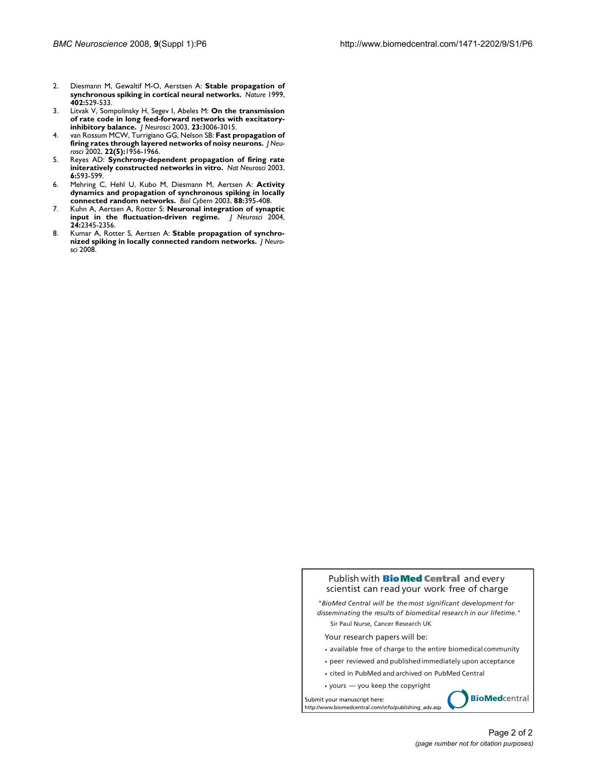2. Diesmann M, Gewaltif M-O, Aerstsen A: **Stable propagation of synchronous spiking in cortical neural networks.** *Nature* 1999, **402:**529-533.
3. Litvak V, Sompolinsky H, Segev I, Abeles M: **On the transmission of rate code in long feed-forward networks with excitatory-inhibitory balance.** *J Neurosci* 2003, **23:**3006-3015.
4. van Rossum MCW, Turrigiano GG, Nelson SB: **Fast propagation of firing rates through layered networks of noisy neurons.** *J Neurosci* 2002, **22(5):**1956-1966.
5. Reyes AD: **Synchrony-dependent propagation of firing rate interatively constructed networks in vitro.** *Nat Neurosci* 2003, **6:**593-599.
6. Mehring C, Hehl U, Kubo M, Diesmann M, Aertsen A: **Activity dynamics and propagation of synchronous spiking in locally connected random networks.** *Biol Cybern* 2003, **88:**395-408.
7. Kuhn A, Aertsen A, Rotter S: **Neuronal integration of synaptic input in the fluctuation-driven regime.** *J Neurosci* 2004, **24:**2345-2356.
8. Kumar A, Rotter S, Aertsen A: **Stable propagation of synchronized spiking in locally connected random networks.** *J Neurosci* 2008.

Publish with **BioMed Central** and every scientist can read your work free of charge

*"BioMed Central will be the most significant development for disseminating the results of biomedical research in our lifetime."*

Sir Paul Nurse, Cancer Research UK

Your research papers will be:

- available free of charge to the entire biomedical community
- peer reviewed and published immediately upon acceptance
- cited in PubMed and archived on PubMed Central
- yours — you keep the copyright

Submit your manuscript here:
http://www.biomedcentral.com/info/publishing_adv.asp

**BioMed**central